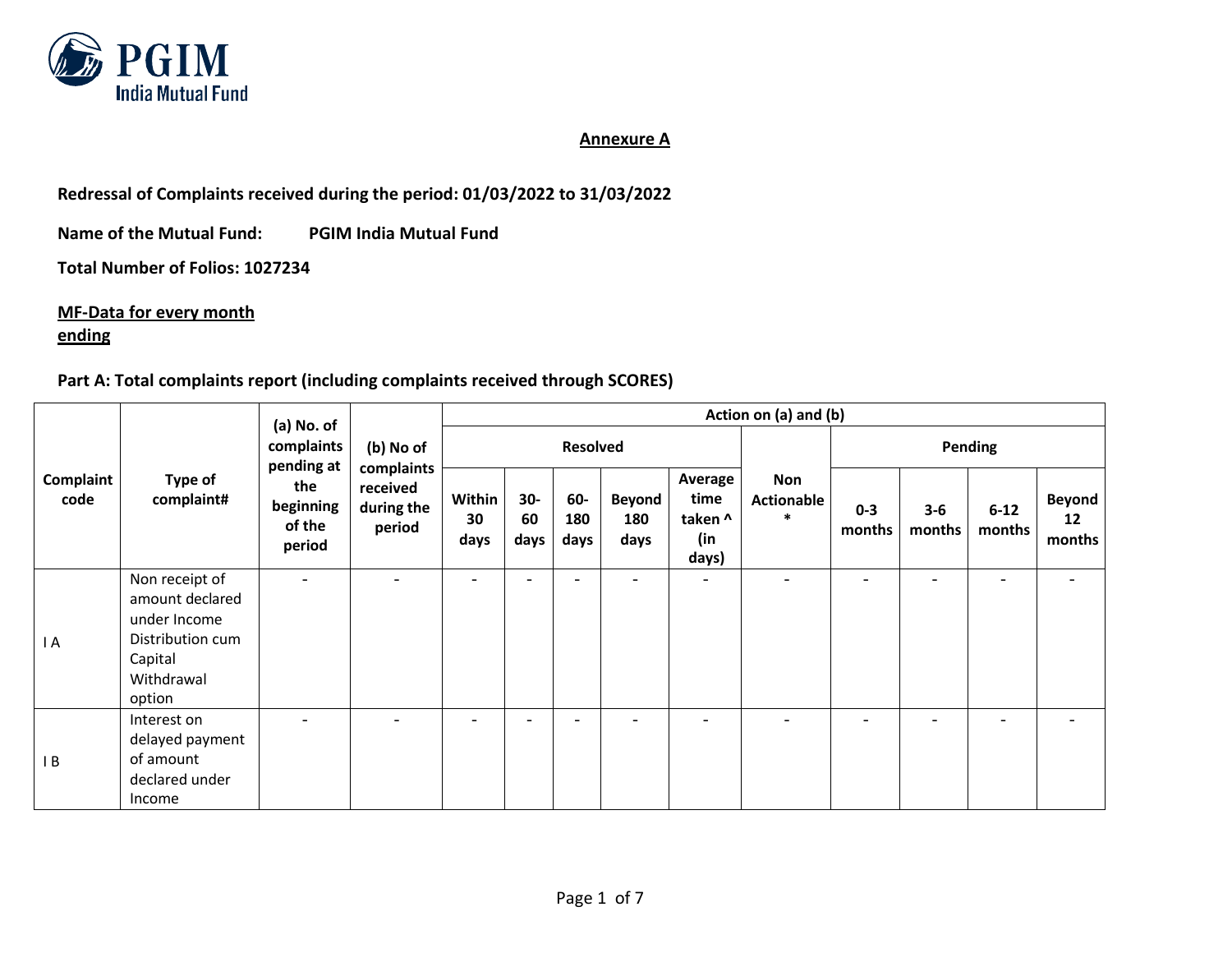## Annexure A

**Redressal of Complaints received during the period: 01/03/2022 to 31/03/2022**

**Name of the Mutual Fund:** **PGIM India Mutual Fund**

**Total Number of Folios: 1027234**

**MF-Data for every month ending**

**Part A: Total complaints report (including complaints received through SCORES)**

| Complaint code | Type of complaint# | (a) No. of complaints pending at the beginning of the period | (b) No of complaints received during the period | Action on (a) and (b) | | | | | | | | | |
|---|---|---|---|---|---|---|---|---|---|---|---|---|---|
| | | | | Resolved | | | | | Non Actionable * | Pending | | | |
| | | | | Within 30 days | 30-60 days | 60-180 days | Beyond 180 days | Average time taken ^ (in days) | | 0-3 months | 3-6 months | 6-12 months | Beyond 12 months |
| I A | Non receipt of amount declared under Income Distribution cum Capital Withdrawal option | - | - | - | - | - | - | - | - | - | - | - | - |
| I B | Interest on delayed payment of amount declared under Income | - | - | - | - | - | - | - | - | - | - | - | - |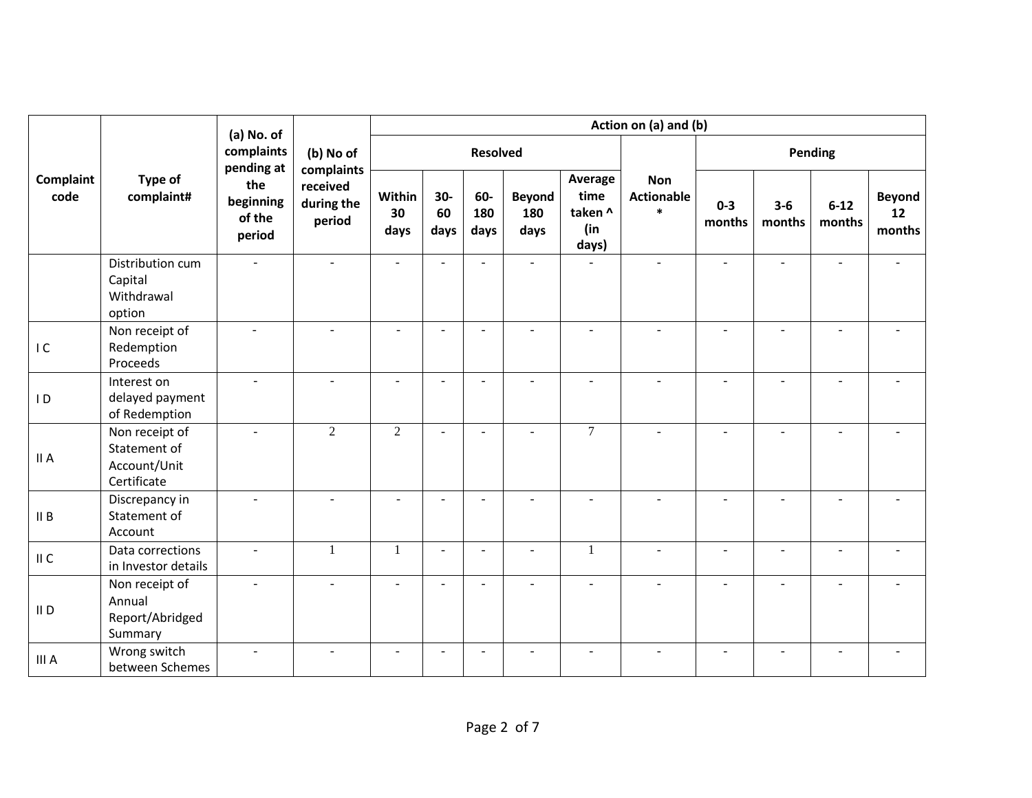| Complaint code | Type of complaint# | (a) No. of complaints pending at the beginning of the period | (b) No of complaints received during the period | Action on (a) and (b) | | | | | | | | | |
|---|---|---|---|---|---|---|---|---|---|---|---|---|---|
| | | | | Resolved | | | | | Non Actionable * | Pending | | | |
| | | | | Within 30 days | 30-60 days | 60-180 days | Beyond 180 days | Average time taken ^ (in days) | | 0-3 months | 3-6 months | 6-12 months | Beyond 12 months |
| | Distribution cum Capital Withdrawal option | - | - | - | - | - | - | - | - | - | - | - | - |
| I C | Non receipt of Redemption Proceeds | - | - | - | - | - | - | - | - | - | - | - | - |
| I D | Interest on delayed payment of Redemption | - | - | - | - | - | - | - | - | - | - | - | - |
| II A | Non receipt of Statement of Account/Unit Certificate | - | 2 | 2 | - | - | - | 7 | - | - | - | - | - |
| II B | Discrepancy in Statement of Account | - | - | - | - | - | - | - | - | - | - | - | - |
| II C | Data corrections in Investor details | - | 1 | 1 | - | - | - | 1 | - | - | - | - | - |
| II D | Non receipt of Annual Report/Abridged Summary | - | - | - | - | - | - | - | - | - | - | - | - |
| III A | Wrong switch between Schemes | - | - | - | - | - | - | - | - | - | - | - | - |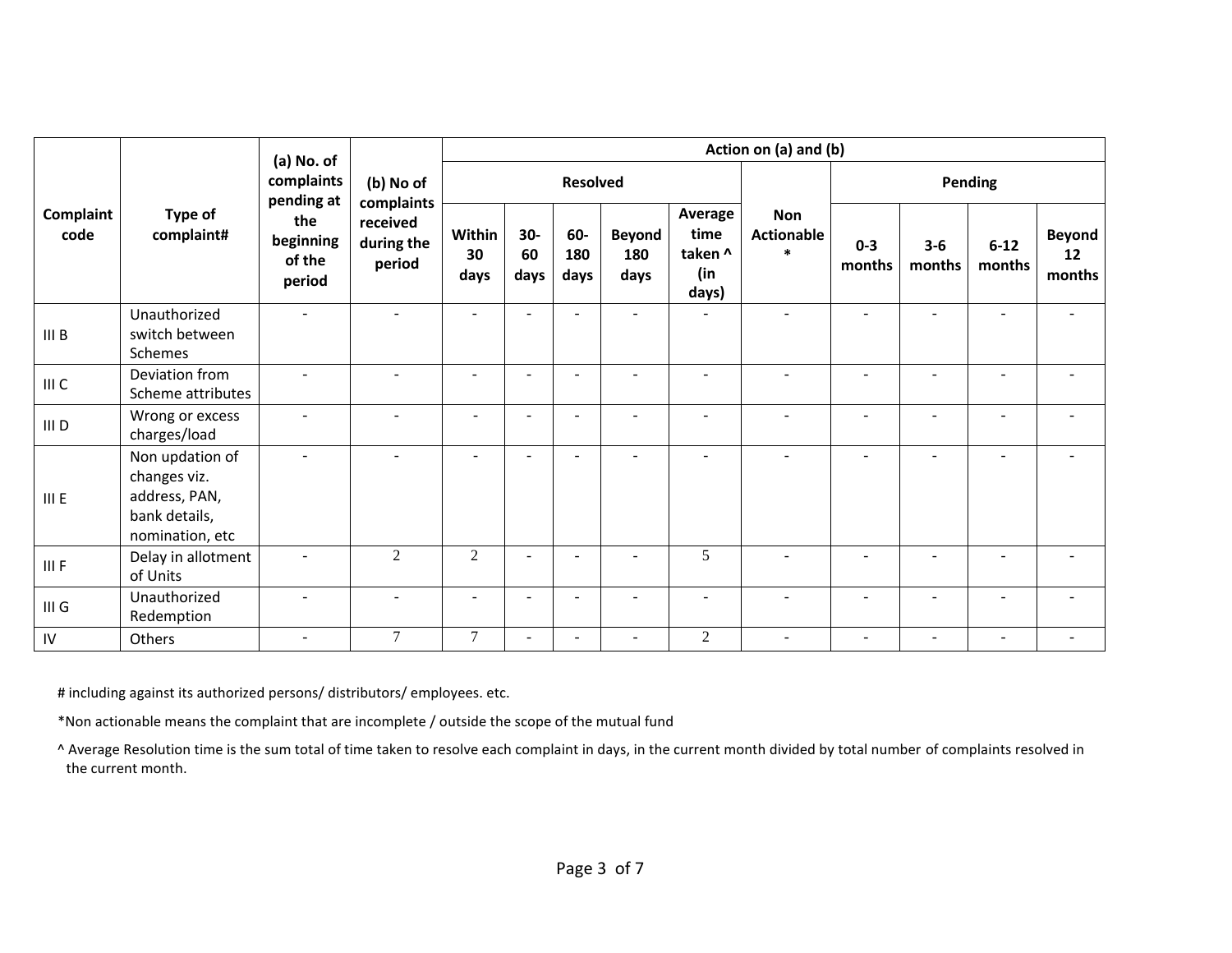| Complaint code | Type of complaint# | (a) No. of complaints pending at the beginning of the period | (b) No of complaints received during the period | Action on (a) and (b) | | | | | | | | | |
|---|---|---|---|---|---|---|---|---|---|---|---|---|---|
| | | | | Resolved | | | | | Non Actionable * | Pending | | | |
| | | | | Within 30 days | 30-60 days | 60-180 days | Beyond 180 days | Average time taken ^ (in days) | | 0-3 months | 3-6 months | 6-12 months | Beyond 12 months |
| III B | Unauthorized switch between Schemes | - | - | - | - | - | - | - | - | - | - | - | - |
| III C | Deviation from Scheme attributes | - | - | - | - | - | - | - | - | - | - | - | - |
| III D | Wrong or excess charges/load | - | - | - | - | - | - | - | - | - | - | - | - |
| III E | Non updation of changes viz. address, PAN, bank details, nomination, etc | - | - | - | - | - | - | - | - | - | - | - | - |
| III F | Delay in allotment of Units | - | 2 | 2 | - | - | - | 5 | - | - | - | - | - |
| III G | Unauthorized Redemption | - | - | - | - | - | - | - | - | - | - | - | - |
| IV | Others | - | 7 | 7 | - | - | - | 2 | - | - | - | - | - |

# including against its authorized persons/ distributors/ employees. etc.

*Non actionable means the complaint that are incomplete / outside the scope of the mutual fund

^ Average Resolution time is the sum total of time taken to resolve each complaint in days, in the current month divided by total number of complaints resolved in the current month.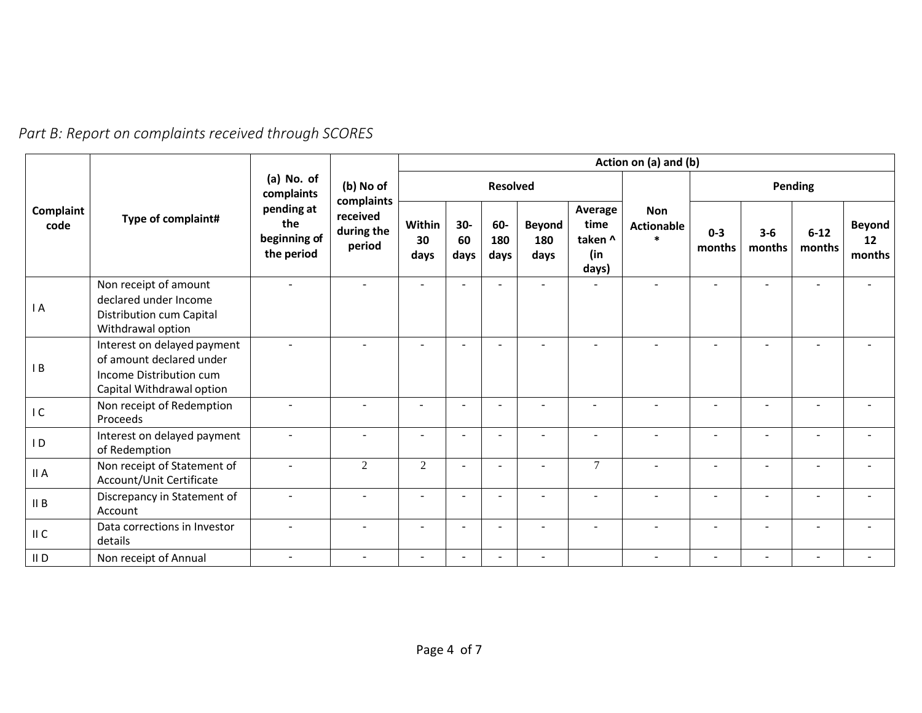*Part B: Report on complaints received through SCORES*

| Complaint code | Type of complaint# | (a) No. of complaints pending at the beginning of the period | (b) No of complaints received during the period | Action on (a) and (b) | | | | | | | | | |
|---|---|---|---|---|---|---|---|---|---|---|---|---|---|
| | | | | Resolved | | | | | Non Actionable * | Pending | | | |
| | | | | Within 30 days | 30-60 days | 60-180 days | Beyond 180 days | Average time taken ^ (in days) | | 0-3 months | 3-6 months | 6-12 months | Beyond 12 months |
| I A | Non receipt of amount declared under Income Distribution cum Capital Withdrawal option | - | - | - | - | - | - | - | - | - | - | - | - |
| I B | Interest on delayed payment of amount declared under Income Distribution cum Capital Withdrawal option | - | - | - | - | - | - | - | - | - | - | - | - |
| I C | Non receipt of Redemption Proceeds | - | - | - | - | - | - | - | - | - | - | - | - |
| I D | Interest on delayed payment of Redemption | - | - | - | - | - | - | - | - | - | - | - | - |
| II A | Non receipt of Statement of Account/Unit Certificate | - | 2 | 2 | - | - | - | 7 | - | - | - | - | - |
| II B | Discrepancy in Statement of Account | - | - | - | - | - | - | - | - | - | - | - | - |
| II C | Data corrections in Investor details | - | - | - | - | - | - | - | - | - | - | - | - |
| II D | Non receipt of Annual | - | - | - | - | - | - | | - | - | - | - | - |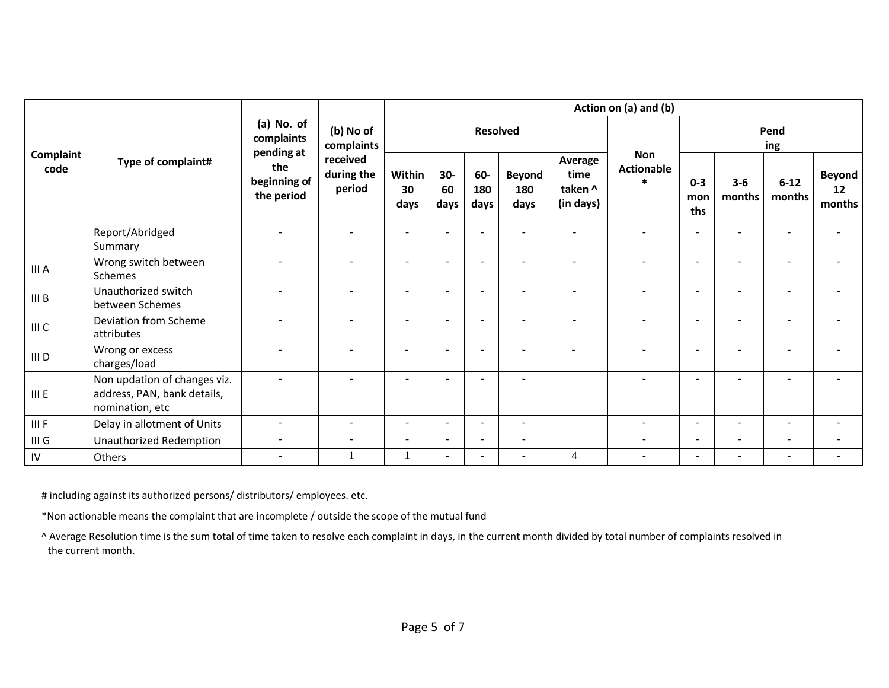| Complaint code | Type of complaint# | (a) No. of complaints pending at the beginning of the period | (b) No of complaints received during the period | Action on (a) and (b) | | | | | | | | | |
|---|---|---|---|---|---|---|---|---|---|---|---|---|---|
| | | | | Resolved | | | | | Non Actionable * | Pending | | | |
| | | | | Within 30 days | 30-60 days | 60-180 days | Beyond 180 days | Average time taken ^ (in days) | | 0-3 months | 3-6 months | 6-12 months | Beyond 12 months |
| | Report/Abridged Summary | - | - | - | - | - | - | - | - | - | - | - | - |
| III A | Wrong switch between Schemes | - | - | - | - | - | - | - | - | - | - | - | - |
| III B | Unauthorized switch between Schemes | - | - | - | - | - | - | - | - | - | - | - | - |
| III C | Deviation from Scheme attributes | - | - | - | - | - | - | - | - | - | - | - | - |
| III D | Wrong or excess charges/load | - | - | - | - | - | - | - | - | - | - | - | - |
| III E | Non updation of changes viz. address, PAN, bank details, nomination, etc | - | - | - | - | - | - | | - | - | - | - | - |
| III F | Delay in allotment of Units | - | - | - | - | - | - | | - | - | - | - | - |
| III G | Unauthorized Redemption | - | - | - | - | - | - | | - | - | - | - | - |
| IV | Others | - | 1 | 1 | - | - | - | 4 | - | - | - | - | - |

# including against its authorized persons/ distributors/ employees. etc.

*Non actionable means the complaint that are incomplete / outside the scope of the mutual fund

^ Average Resolution time is the sum total of time taken to resolve each complaint in days, in the current month divided by total number of complaints resolved in the current month.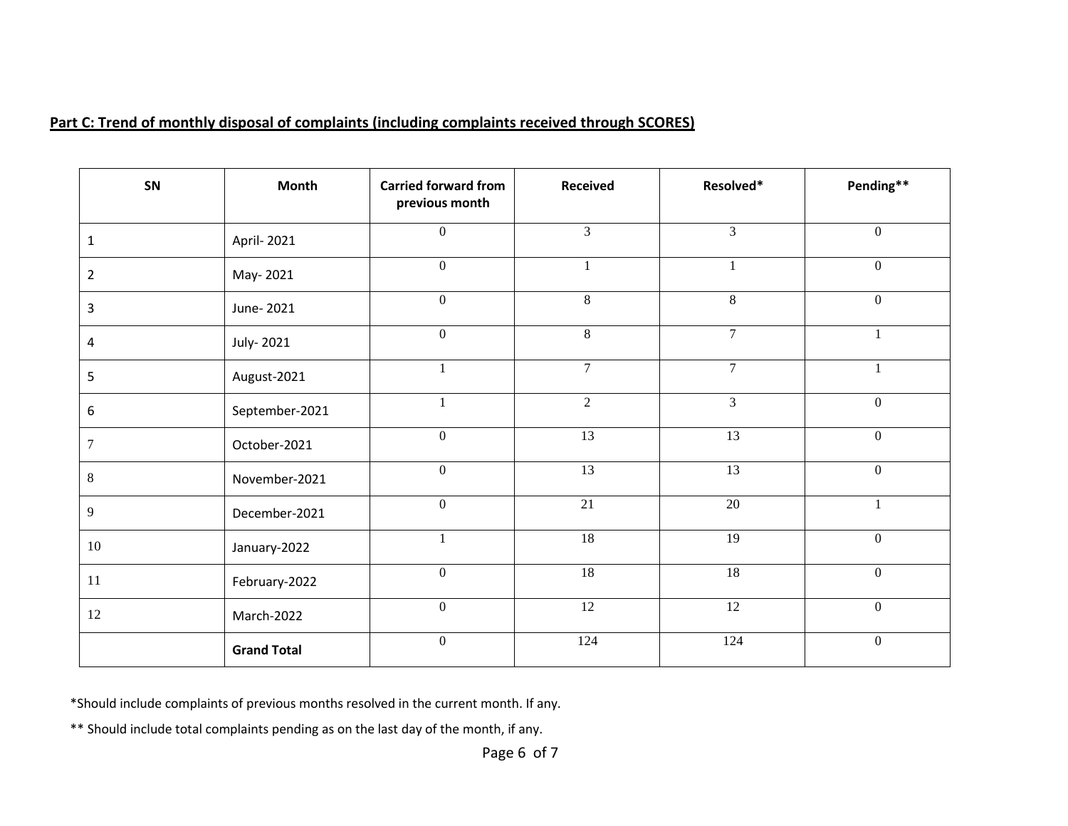**Part C: Trend of monthly disposal of complaints (including complaints received through SCORES)**

| SN | Month | Carried forward from previous month | Received | Resolved* | Pending** |
|---|---|---|---|---|---|
| 1 | April- 2021 | 0 | 3 | 3 | 0 |
| 2 | May- 2021 | 0 | 1 | 1 | 0 |
| 3 | June- 2021 | 0 | 8 | 8 | 0 |
| 4 | July- 2021 | 0 | 8 | 7 | 1 |
| 5 | August-2021 | 1 | 7 | 7 | 1 |
| 6 | September-2021 | 1 | 2 | 3 | 0 |
| 7 | October-2021 | 0 | 13 | 13 | 0 |
| 8 | November-2021 | 0 | 13 | 13 | 0 |
| 9 | December-2021 | 0 | 21 | 20 | 1 |
| 10 | January-2022 | 1 | 18 | 19 | 0 |
| 11 | February-2022 | 0 | 18 | 18 | 0 |
| 12 | March-2022 | 0 | 12 | 12 | 0 |
| | **Grand Total** | 0 | 124 | 124 | 0 |

*Should include complaints of previous months resolved in the current month. If any.

** Should include total complaints pending as on the last day of the month, if any.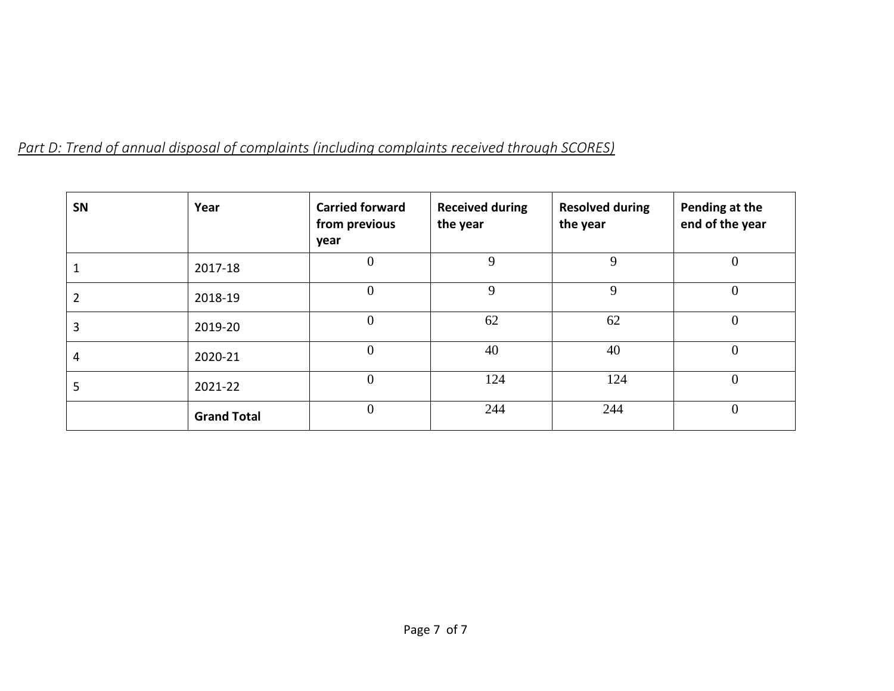*Part D: Trend of annual disposal of complaints (including complaints received through SCORES)*

| SN | Year | Carried forward from previous year | Received during the year | Resolved during the year | Pending at the end of the year |
|---|---|---|---|---|---|
| 1 | 2017-18 | 0 | 9 | 9 | 0 |
| 2 | 2018-19 | 0 | 9 | 9 | 0 |
| 3 | 2019-20 | 0 | 62 | 62 | 0 |
| 4 | 2020-21 | 0 | 40 | 40 | 0 |
| 5 | 2021-22 | 0 | 124 | 124 | 0 |
| | **Grand Total** | 0 | 244 | 244 | 0 |